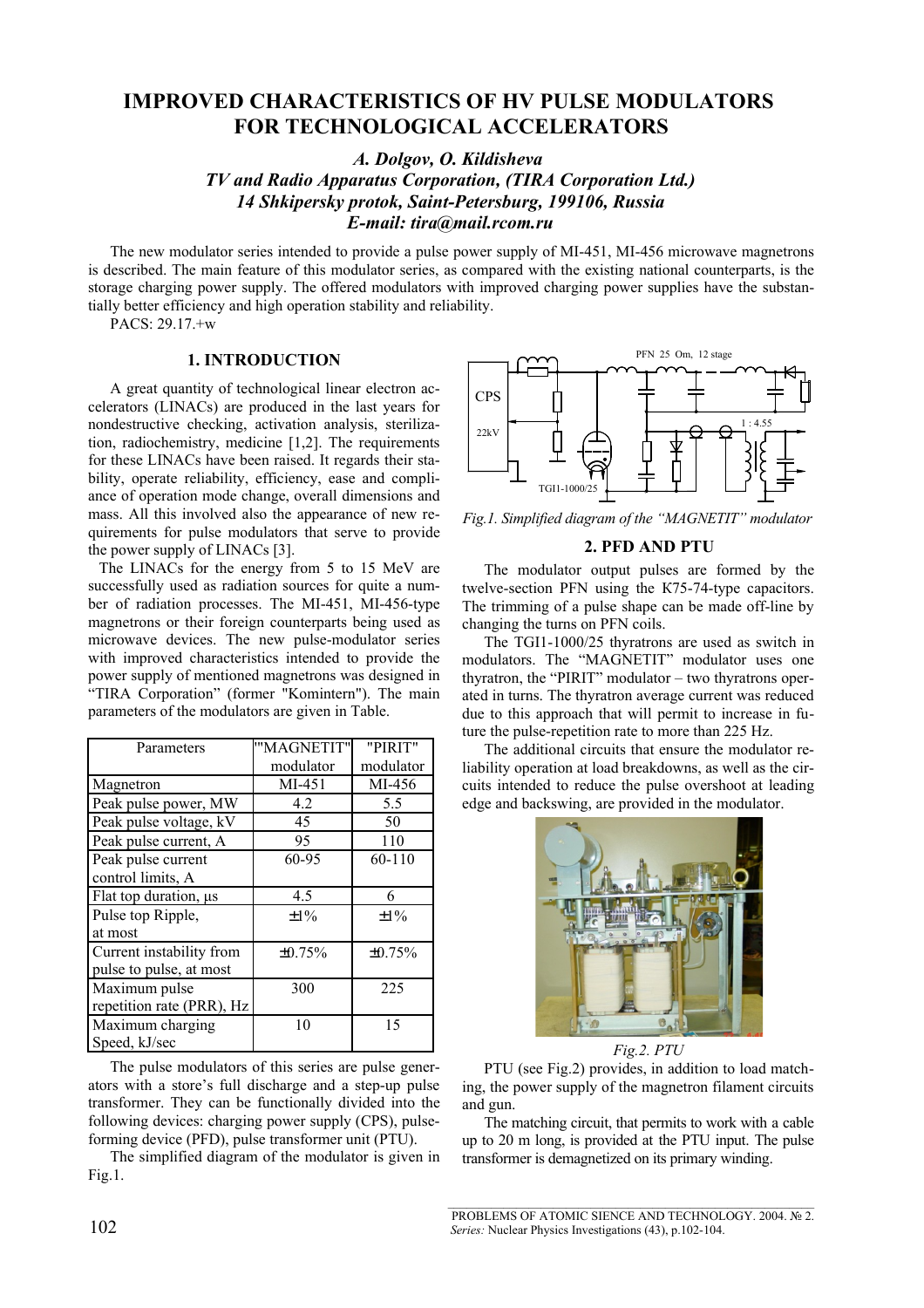# IMPROVED CHARACTERISTICS OF HV PULSE MODULATORS FOR TECHNOLOGICAL ACCELERATORS

***A. Dolgov, O. Kildisheva***
***TV and Radio Apparatus Corporation, (TIRA Corporation Ltd.)***
***14 Shkipersky protok, Saint-Petersburg, 199106, Russia***
***E-mail: tira@mail.rcom.ru***

The new modulator series intended to provide a pulse power supply of MI-451, MI-456 microwave magnetrons is described. The main feature of this modulator series, as compared with the existing national counterparts, is the storage charging power supply. The offered modulators with improved charging power supplies have the substantially better efficiency and high operation stability and reliability.

PACS: 29.17.+w

## 1. INTRODUCTION

A great quantity of technological linear electron accelerators (LINACs) are produced in the last years for nondestructive checking, activation analysis, sterilization, radiochemistry, medicine [1,2]. The requirements for these LINACs have been raised. It regards their stability, operate reliability, efficiency, ease and compliance of operation mode change, overall dimensions and mass. All this involved also the appearance of new requirements for pulse modulators that serve to provide the power supply of LINACs [3].

The LINACs for the energy from 5 to 15 MeV are successfully used as radiation sources for quite a number of radiation processes. The MI-451, MI-456-type magnetrons or their foreign counterparts being used as microwave devices. The new pulse-modulator series with improved characteristics intended to provide the power supply of mentioned magnetrons was designed in "TIRA Corporation" (former "Komintern"). The main parameters of the modulators are given in Table.

| Parameters | "MAGNETIT" modulator | "PIRIT" modulator |
|---|---|---|
| Magnetron | MI-451 | MI-456 |
| Peak pulse power, MW | 4.2 | 5.5 |
| Peak pulse voltage, kV | 45 | 50 |
| Peak pulse current, A | 95 | 110 |
| Peak pulse current control limits, A | 60-95 | 60-110 |
| Flat top duration, μs | 4.5 | 6 |
| Pulse top Ripple, at most | ±1% | ±1% |
| Current instability from pulse to pulse, at most | ±0.75% | ±0.75% |
| Maximum pulse repetition rate (PRR), Hz | 300 | 225 |
| Maximum charging Speed, kJ/sec | 10 | 15 |

The pulse modulators of this series are pulse generators with a store's full discharge and a step-up pulse transformer. They can be functionally divided into the following devices: charging power supply (CPS), pulse-forming device (PFD), pulse transformer unit (PTU).

The simplified diagram of the modulator is given in Fig.1.

*Fig.1. Simplified diagram of the "MAGNETIT" modulator*

## 2. PFD AND PTU

The modulator output pulses are formed by the twelve-section PFN using the K75-74-type capacitors. The trimming of a pulse shape can be made off-line by changing the turns on PFN coils.

The TGI1-1000/25 thyratrons are used as switch in modulators. The "MAGNETIT" modulator uses one thyratron, the "PIRIT" modulator – two thyratrons operated in turns. The thyratron average current was reduced due to this approach that will permit to increase in future the pulse-repetition rate to more than 225 Hz.

The additional circuits that ensure the modulator reliability operation at load breakdowns, as well as the circuits intended to reduce the pulse overshoot at leading edge and backswing, are provided in the modulator.

*Fig.2. PTU*

PTU (see Fig.2) provides, in addition to load matching, the power supply of the magnetron filament circuits and gun.

The matching circuit, that permits to work with a cable up to 20 m long, is provided at the PTU input. The pulse transformer is demagnetized on its primary winding.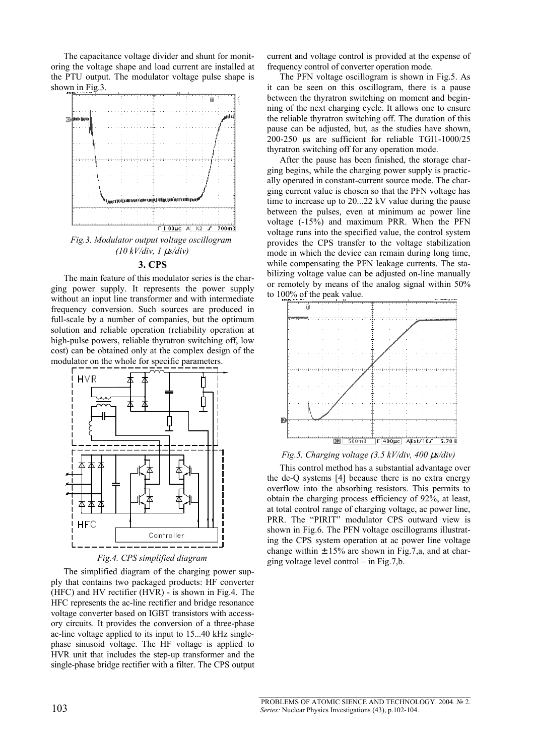The capacitance voltage divider and shunt for monitoring the voltage shape and load current are installed at the PTU output. The modulator voltage pulse shape is shown in Fig.3.

*Fig.3. Modulator output voltage oscillogram (10 kV/div, 1 μs/div)*

### 3. CPS

The main feature of this modulator series is the charging power supply. It represents the power supply without an input line transformer and with intermediate frequency conversion. Such sources are produced in full-scale by a number of companies, but the optimum solution and reliable operation (reliability operation at high-pulse powers, reliable thyratron switching off, low cost) can be obtained only at the complex design of the modulator on the whole for specific parameters.

*Fig.4. CPS simplified diagram*

The simplified diagram of the charging power supply that contains two packaged products: HF converter (HFC) and HV rectifier (HVR) - is shown in Fig.4. The HFC represents the ac-line rectifier and bridge resonance voltage converter based on IGBT transistors with accessory circuits. It provides the conversion of a three-phase ac-line voltage applied to its input to 15...40 kHz single-phase sinusoid voltage. The HF voltage is applied to HVR unit that includes the step-up transformer and the single-phase bridge rectifier with a filter. The CPS output current and voltage control is provided at the expense of frequency control of converter operation mode.

The PFN voltage oscillogram is shown in Fig.5. As it can be seen on this oscillogram, there is a pause between the thyratron switching on moment and beginning of the next charging cycle. It allows one to ensure the reliable thyratron switching off. The duration of this pause can be adjusted, but, as the studies have shown, 200-250 μs are sufficient for reliable TGI1-1000/25 thyratron switching off for any operation mode.

After the pause has been finished, the storage charging begins, while the charging power supply is practically operated in constant-current source mode. The charging current value is chosen so that the PFN voltage has time to increase up to 20...22 kV value during the pause between the pulses, even at minimum ac power line voltage (-15%) and maximum PRR. When the PFN voltage runs into the specified value, the control system provides the CPS transfer to the voltage stabilization mode in which the device can remain during long time, while compensating the PFN leakage currents. The stabilizing voltage value can be adjusted on-line manually or remotely by means of the analog signal within 50% to 100% of the peak value.

*Fig.5. Charging voltage (3.5 kV/div, 400 μs/div)*

This control method has a substantial advantage over the de-Q systems [4] because there is no extra energy overflow into the absorbing resistors. This permits to obtain the charging process efficiency of 92%, at least, at total control range of charging voltage, ac power line, PRR. The "PIRIT" modulator CPS outward view is shown in Fig.6. The PFN voltage oscillograms illustrating the CPS system operation at ac power line voltage change within ±15% are shown in Fig.7,a, and at charging voltage level control – in Fig.7,b.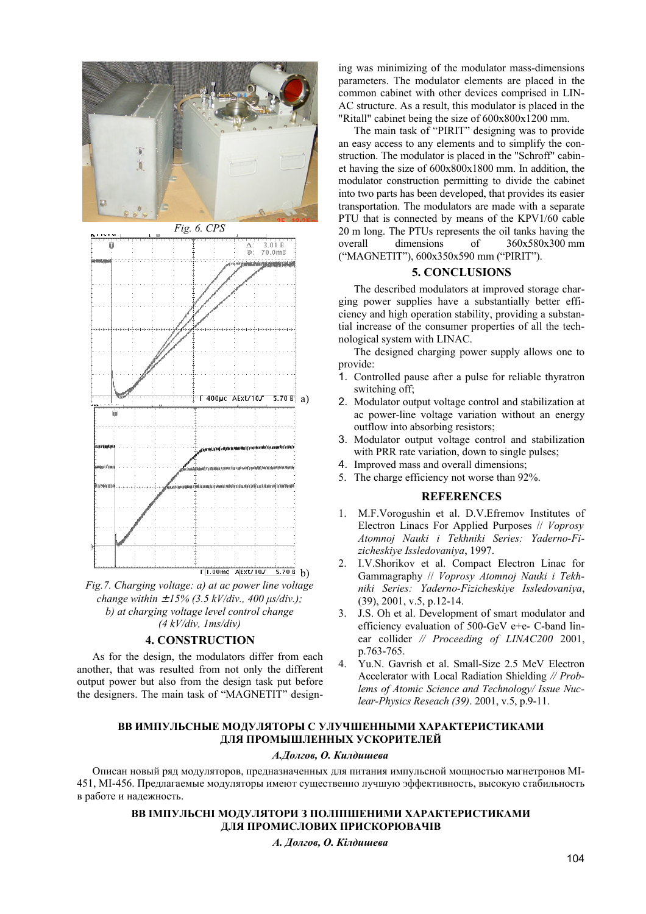Fig. 6. CPS

Fig.7. Charging voltage: a) at ac power line voltage change within ±15% (3.5 kV/div., 400 μs/div.); b) at charging voltage level control change (4 kV/div, 1ms/div)

## 4. CONSTRUCTION

As for the design, the modulators differ from each another, that was resulted from not only the different output power but also from the design task put before the designers. The main task of "MAGNETIT" designing was minimizing of the modulator mass-dimensions parameters. The modulator elements are placed in the common cabinet with other devices comprised in LINAC structure. As a result, this modulator is placed in the "Ritall" cabinet being the size of 600x800x1200 mm.

The main task of "PIRIT" designing was to provide an easy access to any elements and to simplify the construction. The modulator is placed in the "Schroff" cabinet having the size of 600x800x1800 mm. In addition, the modulator construction permitting to divide the cabinet into two parts has been developed, that provides its easier transportation. The modulators are made with a separate PTU that is connected by means of the KPV1/60 cable 20 m long. The PTUs represents the oil tanks having the overall dimensions of 360x580x300 mm ("MAGNETIT"), 600x350x590 mm ("PIRIT").

## 5. CONCLUSIONS

The described modulators at improved storage charging power supplies have a substantially better efficiency and high operation stability, providing a substantial increase of the consumer properties of all the technological system with LINAC.

The designed charging power supply allows one to provide:

1. Controlled pause after a pulse for reliable thyratron switching off;
2. Modulator output voltage control and stabilization at ac power-line voltage variation without an energy outflow into absorbing resistors;
3. Modulator output voltage control and stabilization with PRR rate variation, down to single pulses;
4. Improved mass and overall dimensions;
5. The charge efficiency not worse than 92%.

## REFERENCES

1. M.F.Vorogushin et al. D.V.Efremov Institutes of Electron Linacs For Applied Purposes // *Voprosy Atomnoj Nauki i Tekhniki Series: Yaderno-Fizicheskiye Issledovaniya*, 1997.
2. I.V.Shorikov et al. Compact Electron Linac for Gammagraphy // *Voprosy Atomnoj Nauki i Tekhniki Series: Yaderno-Fizicheskiye Issledovaniya*, (39), 2001, v.5, p.12-14.
3. J.S. Oh et al. Development of smart modulator and efficiency evaluation of 500-GeV e+e- C-band linear collider *// Proceeding of LINAC200* 2001, p.763-765.
4. Yu.N. Gavrish et al. Small-Size 2.5 MeV Electron Accelerator with Local Radiation Shielding *// Problems of Atomic Science and Technology/ Issue Nuclear-Physics Reseach (39)*. 2001, v.5, p.9-11.

## ВВ ИМПУЛЬСНЫЕ МОДУЛЯТОРЫ С УЛУЧШЕННЫМИ ХАРАКТЕРИСТИКАМИ ДЛЯ ПРОМЫШЛЕННЫХ УСКОРИТЕЛЕЙ

***А.Долгов, О. Килдишева***

Описан новый ряд модуляторов, предназначенных для питания импульсной мощностью магнетронов MI-451, MI-456. Предлагаемые модуляторы имеют существенно лучшую эффективность, высокую стабильность в работе и надежность.

## ВВ ІМПУЛЬСНІ МОДУЛЯТОРИ З ПОЛІПШЕНИМИ ХАРАКТЕРИСТИКАМИ ДЛЯ ПРОМИСЛОВИХ ПРИСКОРЮВАЧІВ

***А. Долгов, О. Кілдишева***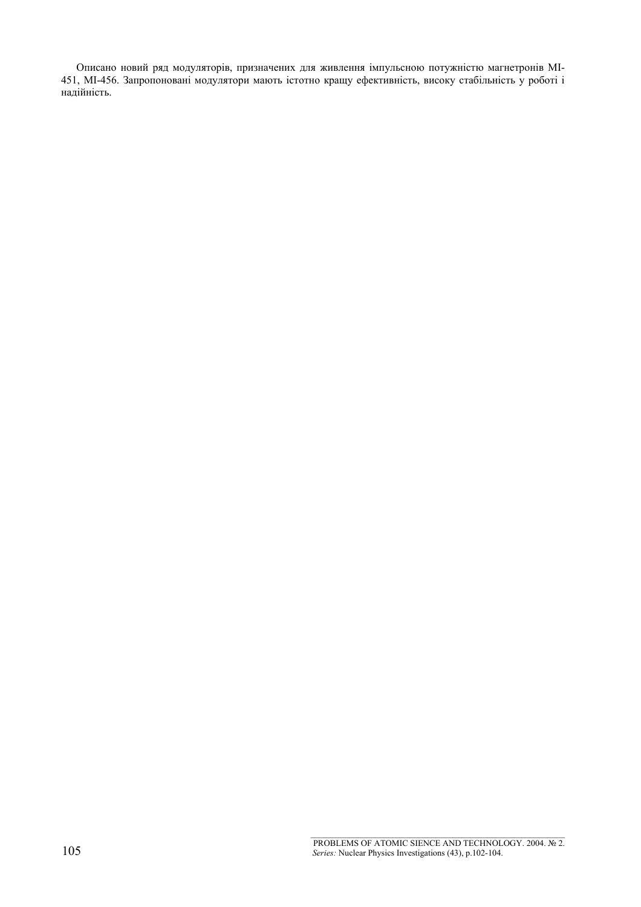Описано новий ряд модуляторів, призначених для живлення імпульсною потужністю магнетронів МІ-451, МІ-456. Запропоновані модулятори мають істотно кращу ефективність, високу стабільність у роботі і надійність.